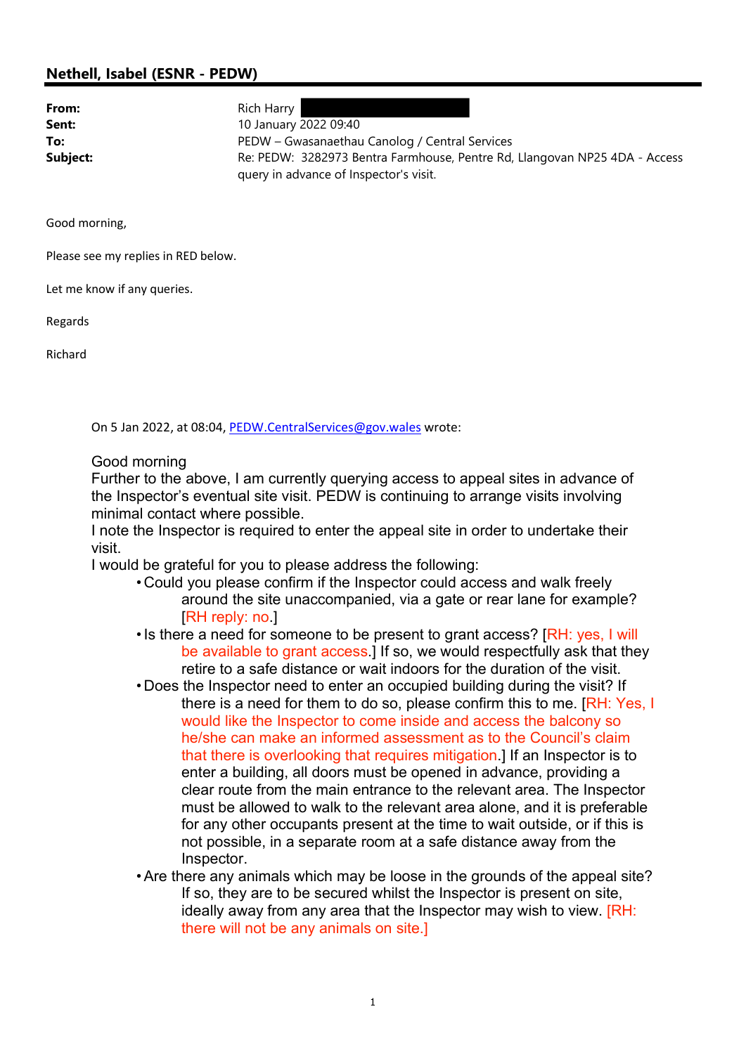**Nethell, Isabel (ESNR - PEDW)**

| | |
|---|---|
| **From:** | Rich Harry |
| **Sent:** | 10 January 2022 09:40 |
| **To:** | PEDW – Gwasanaethau Canolog / Central Services |
| **Subject:** | Re: PEDW: 3282973 Bentra Farmhouse, Pentre Rd, Llangovan NP25 4DA - Access query in advance of Inspector's visit. |

Good morning,

Please see my replies in RED below.

Let me know if any queries.

Regards

Richard

On 5 Jan 2022, at 08:04, PEDW.CentralServices@gov.wales wrote:

Good morning

Further to the above, I am currently querying access to appeal sites in advance of the Inspector's eventual site visit. PEDW is continuing to arrange visits involving minimal contact where possible.

I note the Inspector is required to enter the appeal site in order to undertake their visit.

I would be grateful for you to please address the following:

- Could you please confirm if the Inspector could access and walk freely around the site unaccompanied, via a gate or rear lane for example? [RH reply: no.]
- Is there a need for someone to be present to grant access? [RH: yes, I will be available to grant access.] If so, we would respectfully ask that they retire to a safe distance or wait indoors for the duration of the visit.
- Does the Inspector need to enter an occupied building during the visit? If there is a need for them to do so, please confirm this to me. [RH: Yes, I would like the Inspector to come inside and access the balcony so he/she can make an informed assessment as to the Council's claim that there is overlooking that requires mitigation.] If an Inspector is to enter a building, all doors must be opened in advance, providing a clear route from the main entrance to the relevant area. The Inspector must be allowed to walk to the relevant area alone, and it is preferable for any other occupants present at the time to wait outside, or if this is not possible, in a separate room at a safe distance away from the Inspector.
- Are there any animals which may be loose in the grounds of the appeal site? If so, they are to be secured whilst the Inspector is present on site, ideally away from any area that the Inspector may wish to view. [RH: there will not be any animals on site.]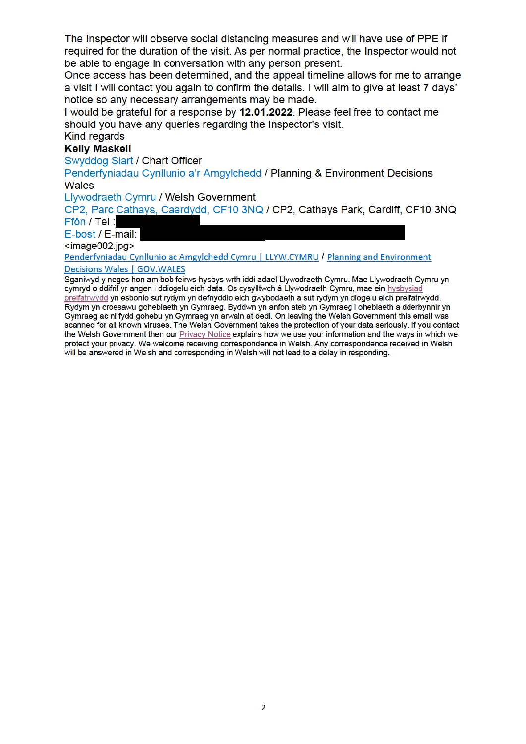The Inspector will observe social distancing measures and will have use of PPE if required for the duration of the visit. As per normal practice, the Inspector would not be able to engage in conversation with any person present.

Once access has been determined, and the appeal timeline allows for me to arrange a visit I will contact you again to confirm the details. I will aim to give at least 7 days' notice so any necessary arrangements may be made.

I would be grateful for a response by **12.01.2022**. Please feel free to contact me should you have any queries regarding the Inspector's visit.

Kind regards

**Kelly Maskell**

Swyddog Siart / Chart Officer

Penderfyniadau Cynllunio a'r Amgylchedd / Planning & Environment Decisions Wales

Llywodraeth Cymru / Welsh Government

CP2, Parc Cathays, Caerdydd, CF10 3NQ / CP2, Cathays Park, Cardiff, CF10 3NQ

Ffôn / Tel :

E-bost / E-mail:

<image002.jpg>

Penderfyniadau Cynllunio ac Amgylchedd Cymru | LLYW.CYMRU / Planning and Environment Decisions Wales | GOV.WALES

Sganiwyd y neges hon am bob feirws hysbys wrth iddi adael Llywodraeth Cymru. Mae Llywodraeth Cymru yn cymryd o ddifrif yr angen i ddiogelu eich data. Os cysylltwch â Llywodraeth Cymru, mae ein hysbysiad preifatrwydd yn esbonio sut rydym yn defnyddio eich gwybodaeth a sut rydym yn diogelu eich preifatrwydd. Rydym yn croesawu gohebiaeth yn Gymraeg. Byddwn yn anfon ateb yn Gymraeg i oheblaeth a dderbynnir yn Gymraeg ac ni fydd gohebu yn Gymraeg yn arwain at oedi. On leaving the Welsh Government this email was scanned for all known viruses. The Welsh Government takes the protection of your data seriously. If you contact the Welsh Government then our Privacy Notice explains how we use your information and the ways in which we protect your privacy. We welcome receiving correspondence in Welsh. Any correspondence received in Welsh will be answered in Welsh and corresponding in Welsh will not lead to a delay in responding.